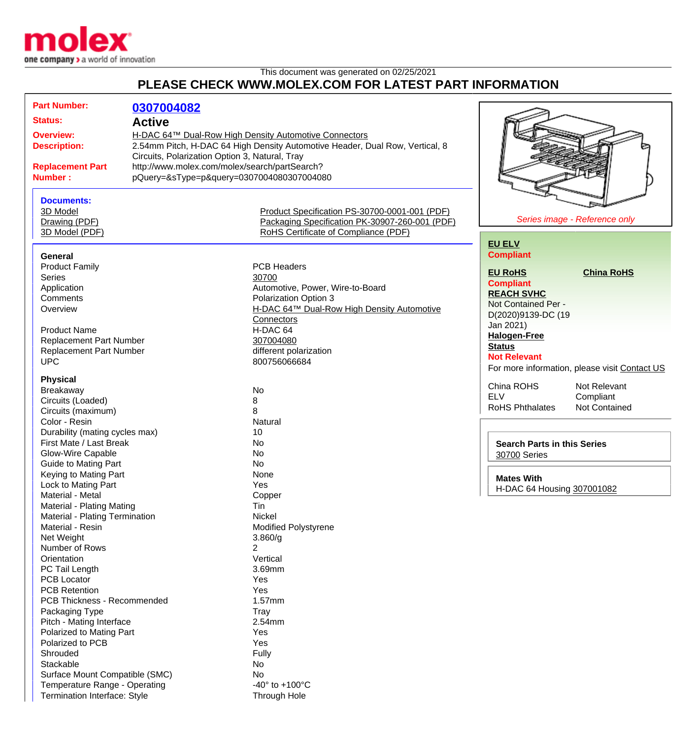This document was generated on 02/25/2021

# PLEASE CHECK WWW.MOLEX.COM FOR LATEST PART INFORMATION

| | |
|---|---|
| **Part Number:** | **0307004082** |
| **Status:** | **Active** |
| **Overview:** | H-DAC 64™ Dual-Row High Density Automotive Connectors |
| **Description:** | 2.54mm Pitch, H-DAC 64 High Density Automotive Header, Dual Row, Vertical, 8 Circuits, Polarization Option 3, Natural, Tray |
| **Replacement Part Number :** | http://www.molex.com/molex/search/partSearch?pQuery=&sType=p&query=0307004080307004080 |

**Documents:**

| | |
|---|---|
| 3D Model | Product Specification PS-30700-0001-001 (PDF) |
| Drawing (PDF) | Packaging Specification PK-30907-260-001 (PDF) |
| 3D Model (PDF) | RoHS Certificate of Compliance (PDF) |

*Series image - Reference only*

**EU ELV**
**Compliant**

**EU RoHS** **China RoHS**
**Compliant**

**REACH SVHC**
Not Contained Per - D(2020)9139-DC (19 Jan 2021)

**Halogen-Free Status**
**Not Relevant**

For more information, please visit Contact US

| | |
|---|---|
| China ROHS | Not Relevant |
| ELV | Compliant |
| RoHS Phthalates | Not Contained |

**Search Parts in this Series**
30700 Series

**Mates With**
H-DAC 64 Housing 307001082

### General

| | |
|---|---|
| Product Family | PCB Headers |
| Series | 30700 |
| Application | Automotive, Power, Wire-to-Board |
| Comments | Polarization Option 3 |
| Overview | H-DAC 64™ Dual-Row High Density Automotive Connectors |
| Product Name | H-DAC 64 |
| Replacement Part Number | 307004080 |
| Replacement Part Number | different polarization |
| UPC | 800756066684 |

### Physical

| | |
|---|---|
| Breakaway | No |
| Circuits (Loaded) | 8 |
| Circuits (maximum) | 8 |
| Color - Resin | Natural |
| Durability (mating cycles max) | 10 |
| First Mate / Last Break | No |
| Glow-Wire Capable | No |
| Guide to Mating Part | No |
| Keying to Mating Part | None |
| Lock to Mating Part | Yes |
| Material - Metal | Copper |
| Material - Plating Mating | Tin |
| Material - Plating Termination | Nickel |
| Material - Resin | Modified Polystyrene |
| Net Weight | 3.860/g |
| Number of Rows | 2 |
| Orientation | Vertical |
| PC Tail Length | 3.69mm |
| PCB Locator | Yes |
| PCB Retention | Yes |
| PCB Thickness - Recommended | 1.57mm |
| Packaging Type | Tray |
| Pitch - Mating Interface | 2.54mm |
| Polarized to Mating Part | Yes |
| Polarized to PCB | Yes |
| Shrouded | Fully |
| Stackable | No |
| Surface Mount Compatible (SMC) | No |
| Temperature Range - Operating | -40° to +100°C |
| Termination Interface: Style | Through Hole |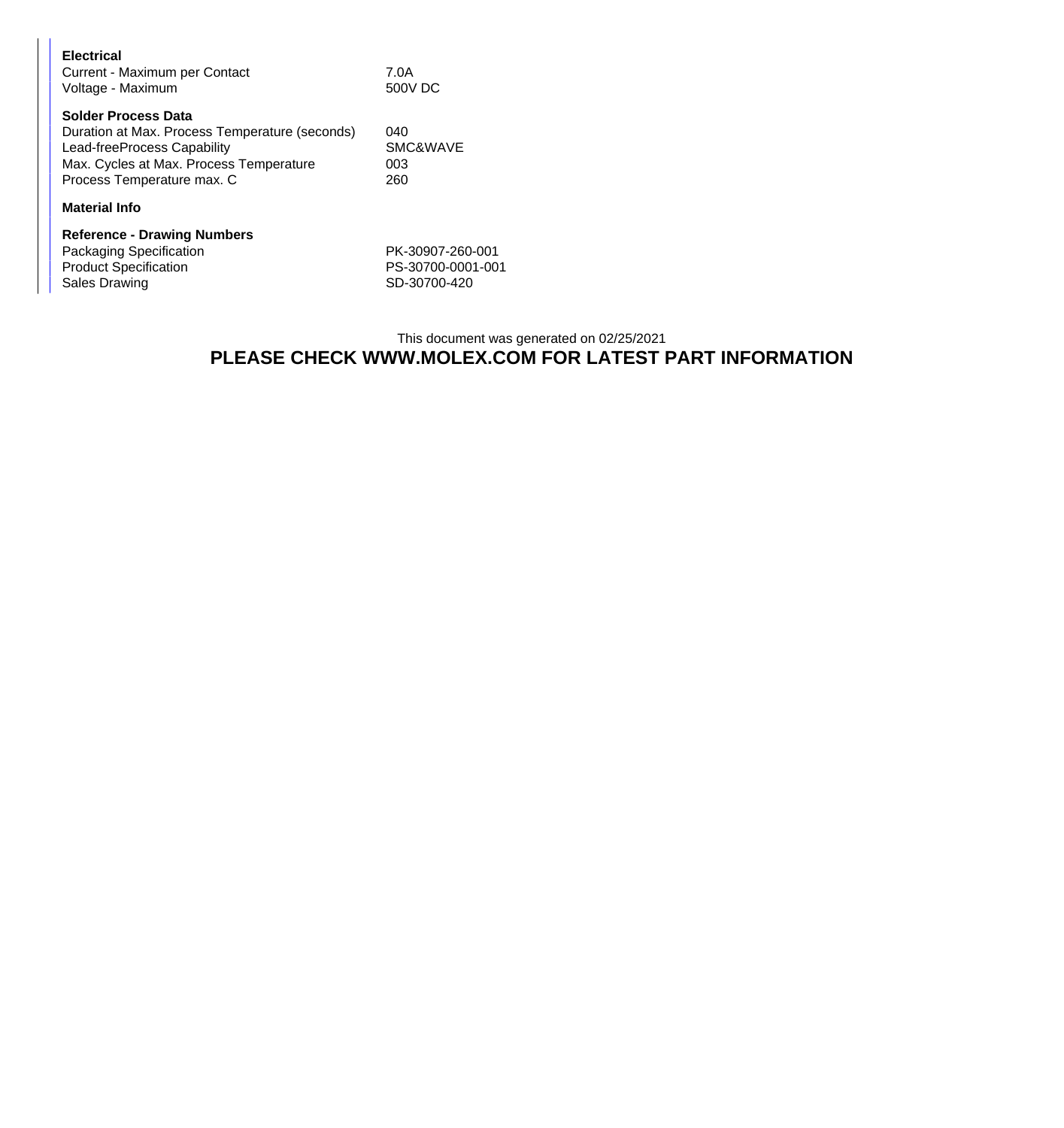**Electrical**

| | |
|---|---|
| Current - Maximum per Contact | 7.0A |
| Voltage - Maximum | 500V DC |

**Solder Process Data**

| | |
|---|---|
| Duration at Max. Process Temperature (seconds) | 040 |
| Lead-freeProcess Capability | SMC&WAVE |
| Max. Cycles at Max. Process Temperature | 003 |
| Process Temperature max. C | 260 |

**Material Info**

**Reference - Drawing Numbers**

| | |
|---|---|
| Packaging Specification | PK-30907-260-001 |
| Product Specification | PS-30700-0001-001 |
| Sales Drawing | SD-30700-420 |

This document was generated on 02/25/2021

**PLEASE CHECK WWW.MOLEX.COM FOR LATEST PART INFORMATION**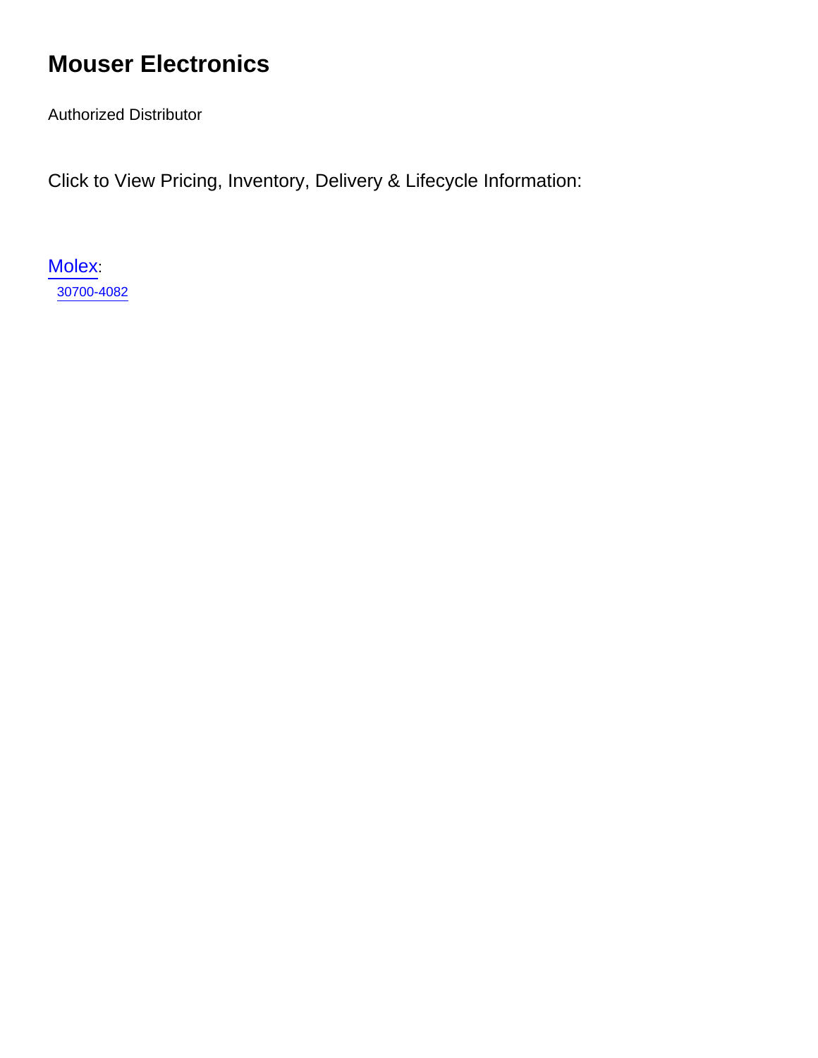# Mouser Electronics

Authorized Distributor

Click to View Pricing, Inventory, Delivery & Lifecycle Information:

Molex:

30700-4082